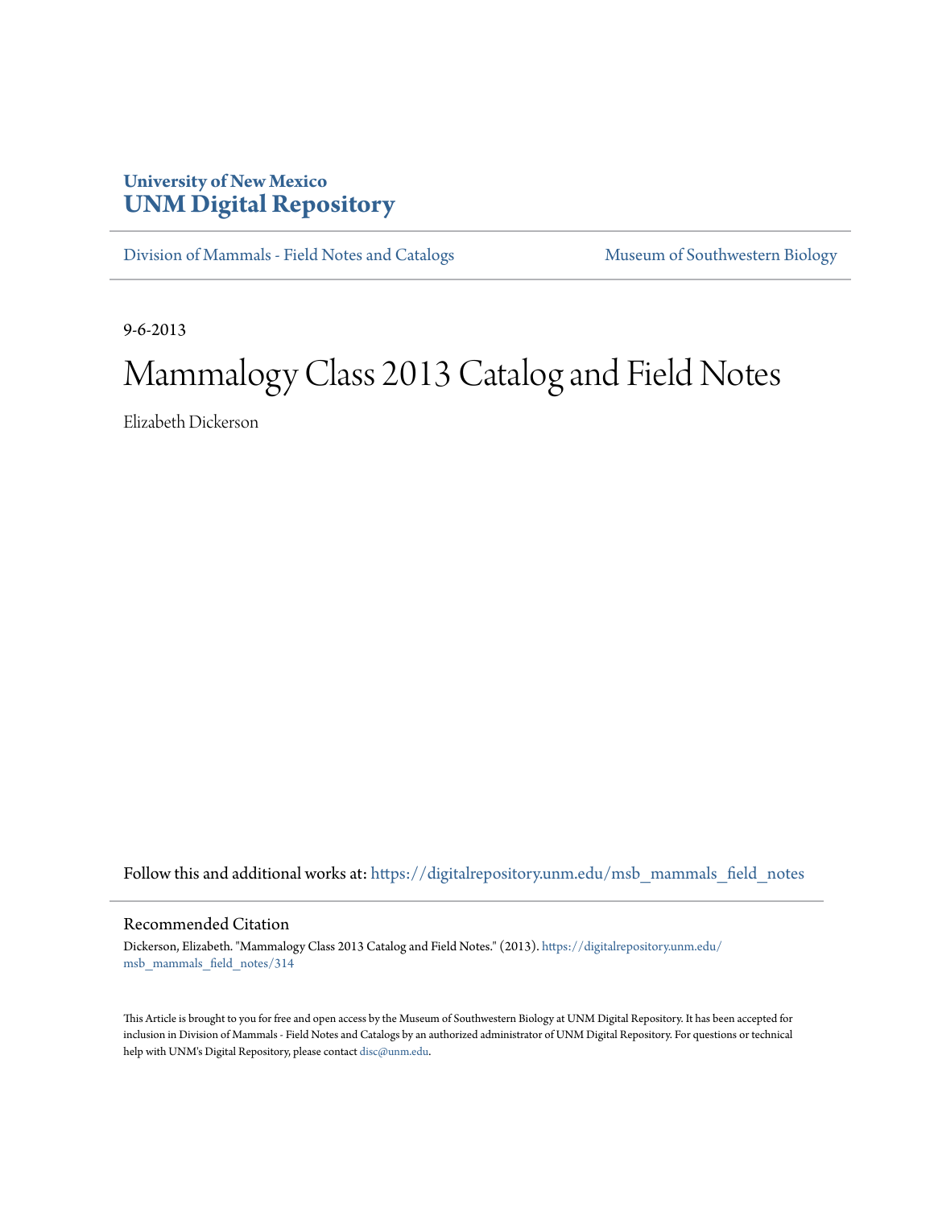University of New Mexico
# UNM Digital Repository

Division of Mammals - Field Notes and Catalogs | Museum of Southwestern Biology

9-6-2013

# Mammalogy Class 2013 Catalog and Field Notes

Elizabeth Dickerson

Follow this and additional works at: https://digitalrepository.unm.edu/msb_mammals_field_notes

## Recommended Citation

Dickerson, Elizabeth. "Mammalogy Class 2013 Catalog and Field Notes." (2013). https://digitalrepository.unm.edu/msb_mammals_field_notes/314

This Article is brought to you for free and open access by the Museum of Southwestern Biology at UNM Digital Repository. It has been accepted for inclusion in Division of Mammals - Field Notes and Catalogs by an authorized administrator of UNM Digital Repository. For questions or technical help with UNM's Digital Repository, please contact disc@unm.edu.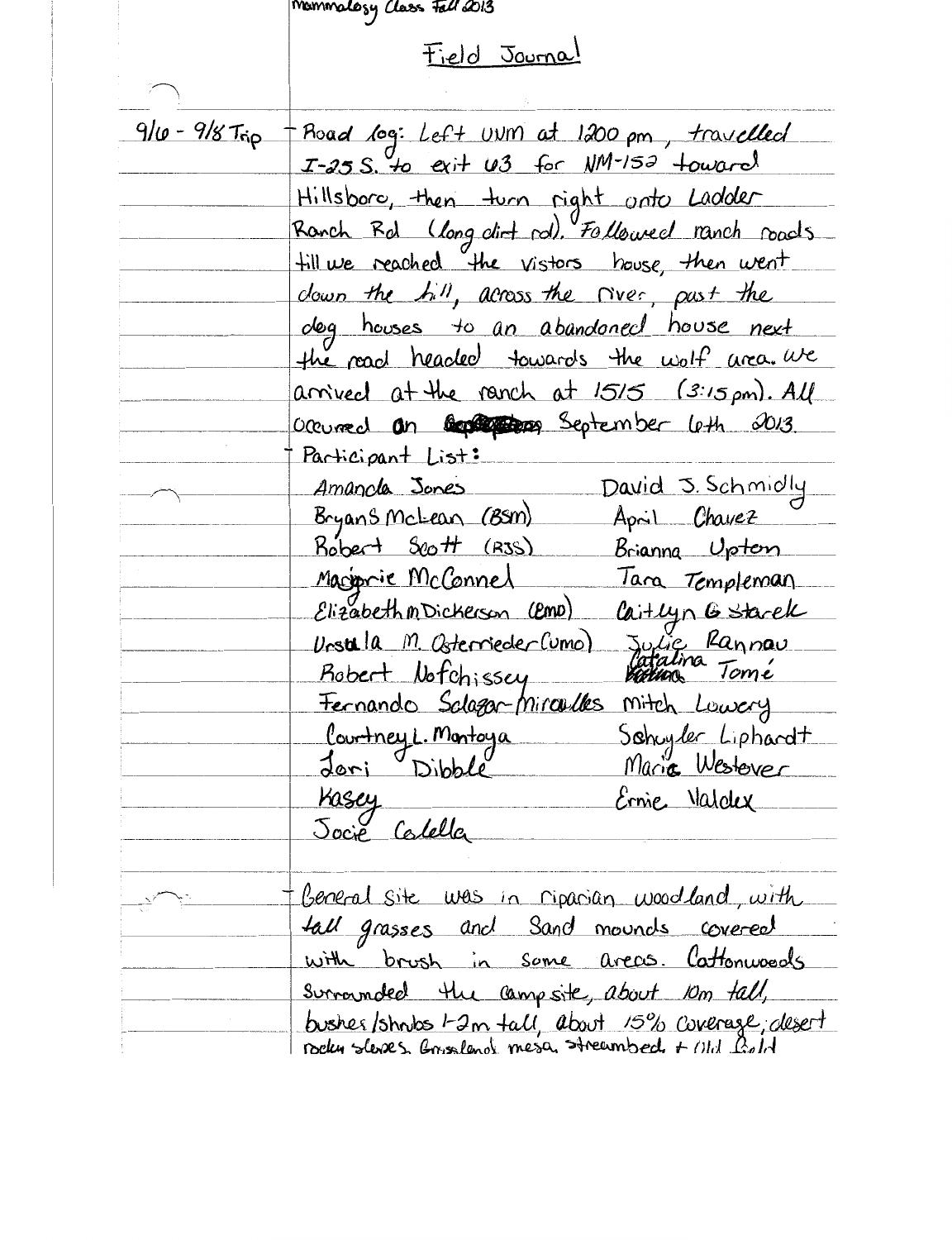Mammalogy Class Fall 2013

## Field Journal

9/6 - 9/8 Trip

- Road log: Left UNM at 1200 pm, travelled I-25 S. to exit 63 for NM-152 toward Hillsboro, then turn right onto Ladder Ranch Rd (long dirt rd). Followed ranch roads till we reached the vistors house, then went down the hill, across the river, past the dog houses to an abandoned house next the road headed towards the wolf area. We arrived at the ranch at 1515 (3:15 pm). All occurred on September 6th 2013.

- Participant List:

| | |
|---|---|
| Amanda Jones | David J. Schmidly |
| BryanS McLean (BSM) | April Chavez |
| Robert Scott (RJS) | Brianna Upton |
| Margorie McConnel | Tara Templeman |
| Elizabeth M Dickerson (EMD) | Caitlyn G Starek |
| Ursula M. Osterrieder (UMO) | Julie Rannau |
| Robert Nofchissey | Catalina Tomé |
| Fernando Salazar-Miralles | Mitch Lowery |
| Courtney L. Montoya | Schuyler Liphardt |
| Lori Dibble | Maria Westover |
| Kasey | Ernie Valdez |
| Jocie Calella | |

- General site was in riparian woodland, with tall grasses and sand mounds covered with brush in some areas. Cottonwoods surrounded the campsite, about 10m tall, bushes/shrubs 1-2m tall, about 15% coverage; desert rocky slopes, Grassland mesa, streambed + Old Gold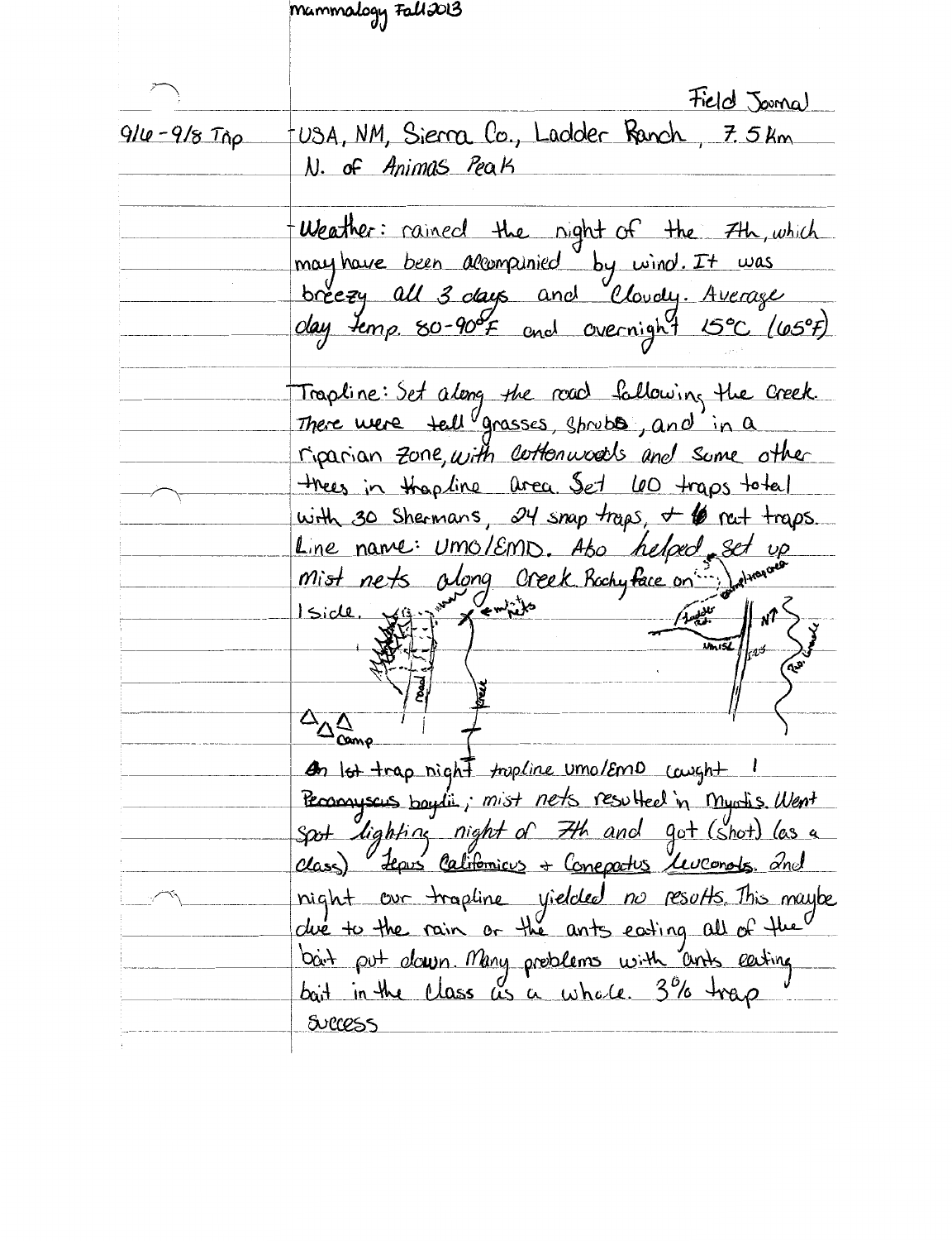mammalogy Fall 2013

Field Journal

9/6 - 9/8 Trip

- USA, NM, Sierra Co., Ladder Ranch, 7.5 km N. of Animas Peak

- Weather: rained the night of the 7th, which may have been accompanied by wind. It was breezy all 3 days and cloudy. Average day temp. 80-90°F and overnight 15°C (65°F)

Trapline: Set along the road following the creek. There were tall grasses, shrubs, and in a riparian zone, with cottonwoods and some other trees in trapline area. Set 60 traps total with 30 Shermans, 24 snap traps, + 6 rat traps. Line name: UMO/EMD. Also helped set up mist nets along creek. Rocky face on 1 side.

On 1st trap night trapline UMO/EMD caught 1 *Peromyscus boylii*; mist nets resulted in Myotis. Went spot lighting night of 7th and got (shot) (as a class) *Lepus californicus* + *Conepatus leuconotus*. 2nd night our trapline yielded no results. This may be due to the rain or the ants eating all of the bait put down. Many problems with ants eating bait in the class as a whole. 3% trap success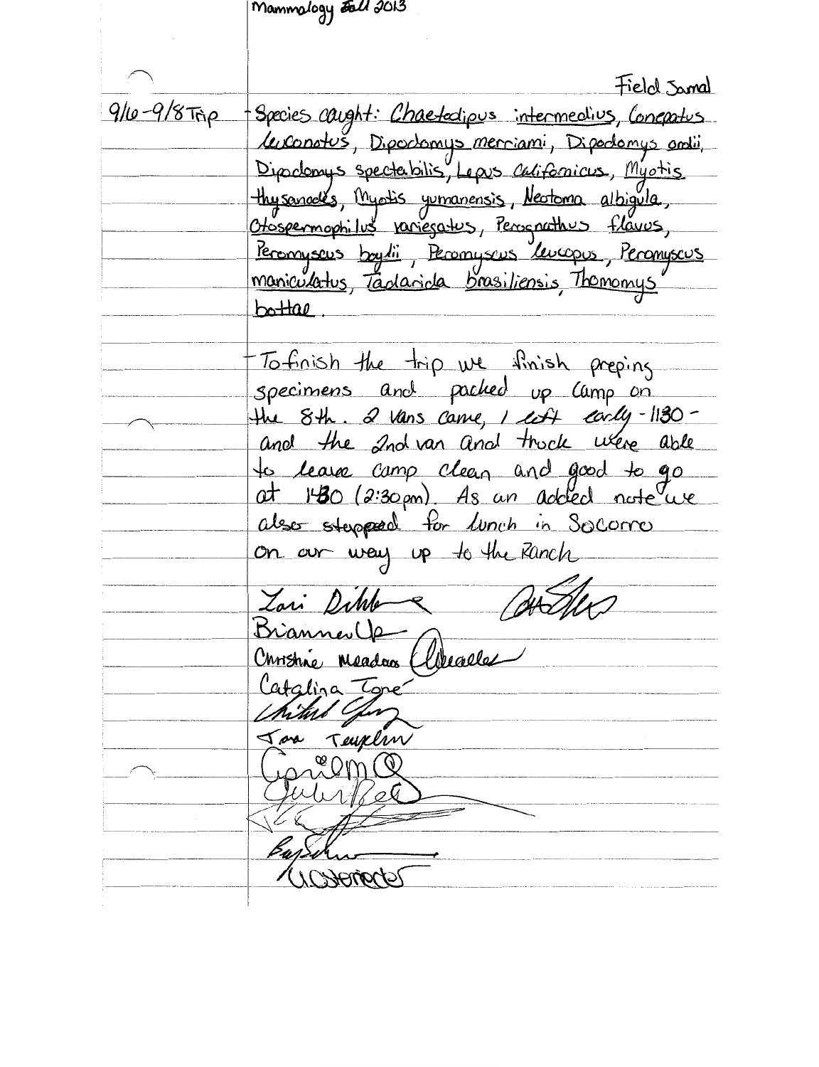Mammology Fall 2013

Field Journal

9/6-9/8 Trip

- Species caught: Chaetodipus intermedius, Conepatus leuconotus, Dipodomys merriami, Dipodomys ordii, Dipodomys spectabilis, Lepus californicus, Myotis thysanodes, Myotis yumanensis, Neotoma albigula, Otospermophilus variegatus, Perognathus flavus, Peromyscus boylii, Peromyscus leucopus, Peromyscus maniculatus, Tadarida brasiliensis, Thomomys bottae.

- To finish the trip we finish preping specimens and packed up camp on the 8th. 2 vans came, 1 left early - 1130 - and the 2nd van and truck were able to leave camp clean and good to go at 1430 (2:30pm). As an added note we also stopped for lunch in Socorro on our way up to the Ranch

Lori Dibble

Brianna Up

Christine Meadows

Catalina Tone

Jon Teuplin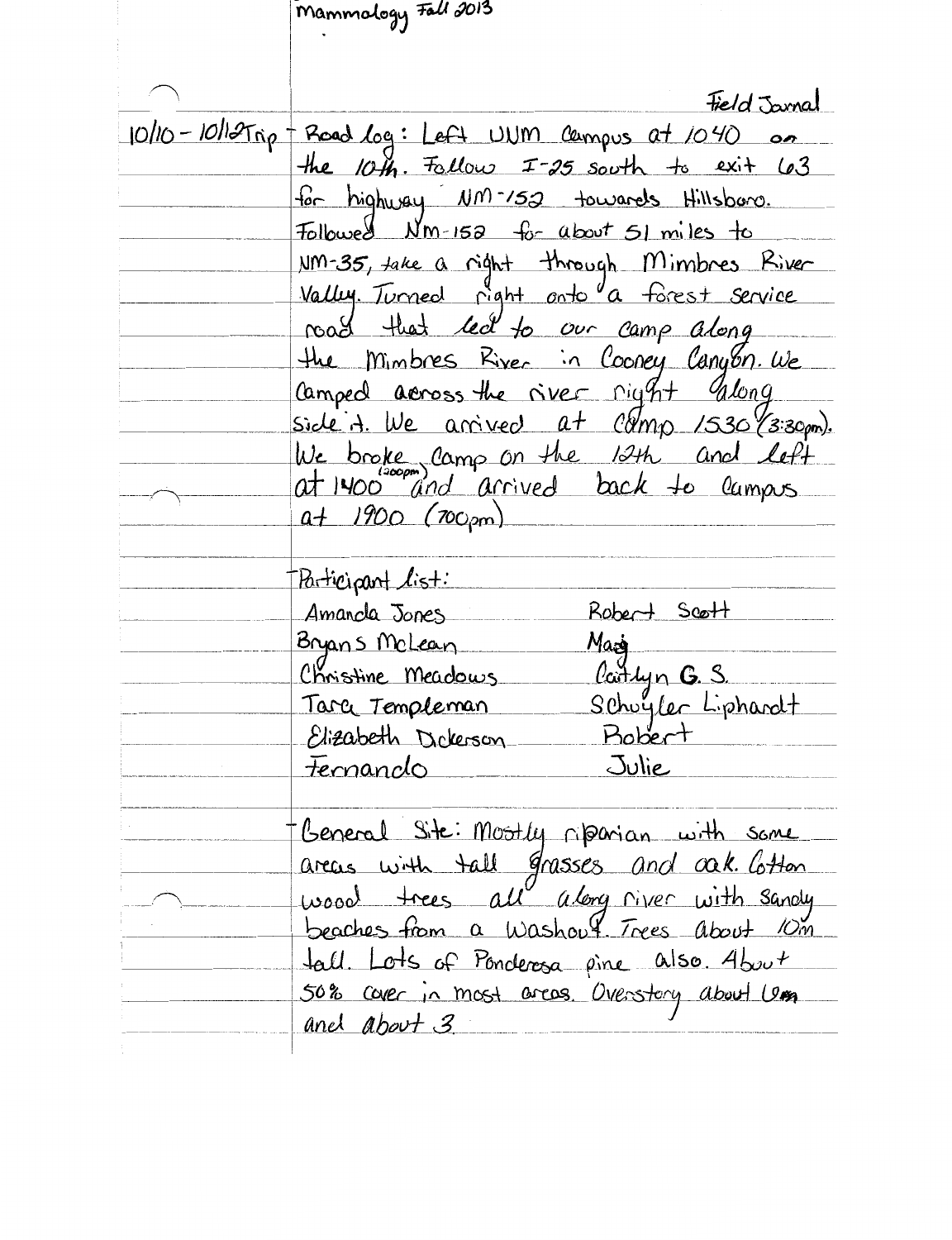Mammology Fall 2013

Field Jornal

10/10 - 10/12 Trip - Road log: Left UNM campus at 1040 on the 10th. Follow I-25 south to exit 63 for highway NM-152 towards Hillsboro. Followed NM-152 for about 51 miles to NM-35, take a right through Mimbres River Valley. Turned right onto a forest service road that led to our camp along the Mimbres River in Cooney Canyon. We camped across the river right along side it. We arrived at Camp 1530 (3:30pm). We broke camp on the 12th and left at 1400 (200pm) and arrived back to campus at 1900 (700pm)

- Participant list:

| | |
|---|---|
| Amanda Jones | Robert Scott |
| Bryans McLean | Mary |
| Christine Meadows | Caitlyn G. S. |
| Tara Templeman | Schuyler Liphardt |
| Elizabeth Dickerson | Robert |
| Fernando | Julie |

- General Site: Mostly riparian with some areas with tall grasses and oak. Cotton wood trees all along river with sandy beaches from a washout. Trees about 10m tall. Lots of Ponderosa pine also. About 50% cover in most areas. Overstory about 6m and about 3.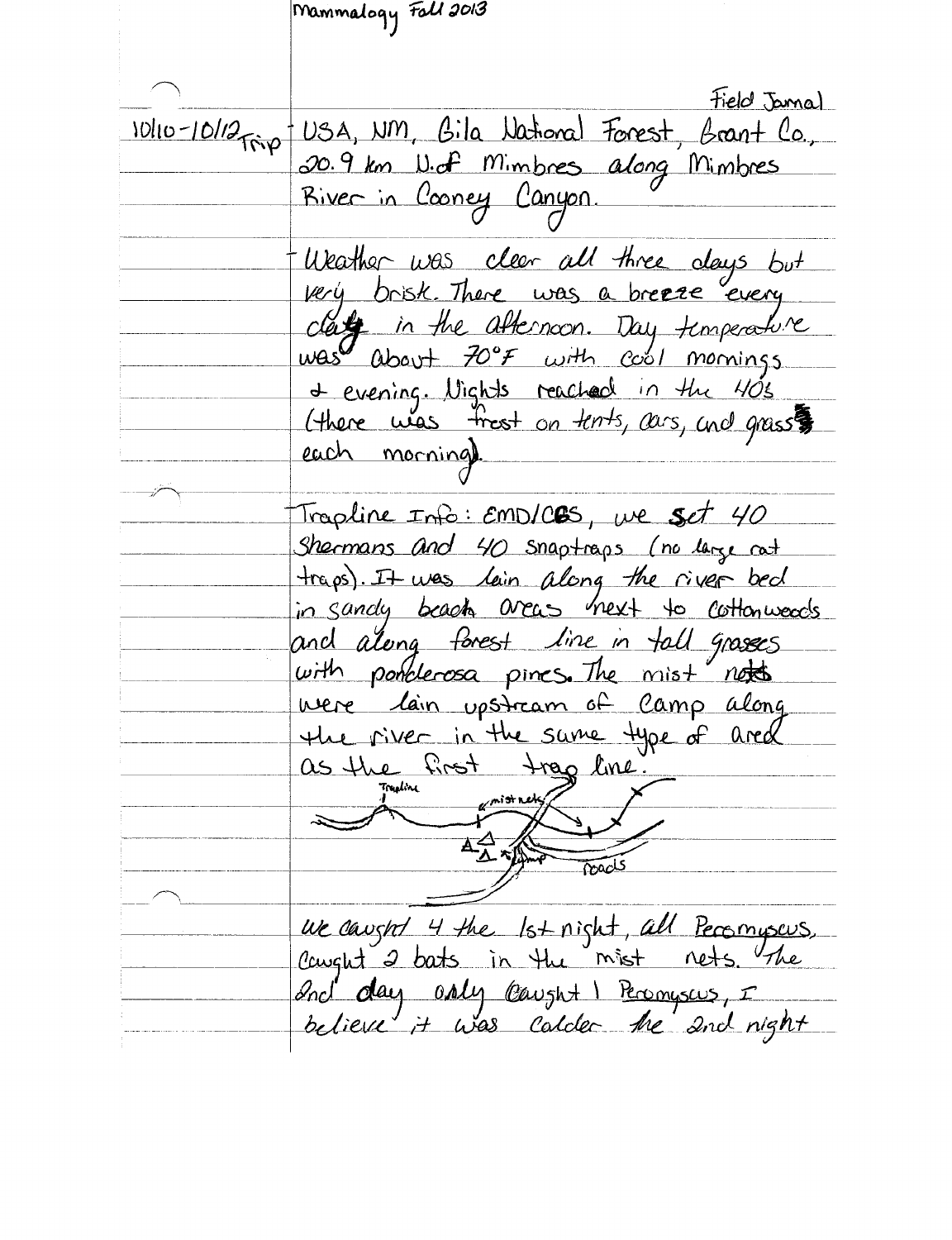Mammalogy Fall 2013

Field Jornal

10/10-10/12 Trip USA, NM, Gila National Forest, Grant Co., 20.9 km N. of Mimbres along Mimbres River in Cooney Canyon.

- Weather was clear all three days but very brisk. There was a breeze every day in the afternoon. Day temperature was about 70°F with cool mornings & evening. Nights reached in the 40's (there was frost on tents, cars, and grass each morning).

- Trapline Info: EMD/CBS, we set 40 Shermans and 40 snaptraps (no large rat traps). It was lain along the river bed in sandy beach areas next to cottonwoods and along forest line in tall grasses with ponderosa pines. The mist nets were lain upstream of camp along the river in the same type of area as the first trap line.

Trapline — mist nets — camp — roads

We caught 4 the 1st night, all Peromyscus, caught 2 bats in the mist nets. The 2nd day only caught 1 Peromyscus, I believe it was colder the 2nd night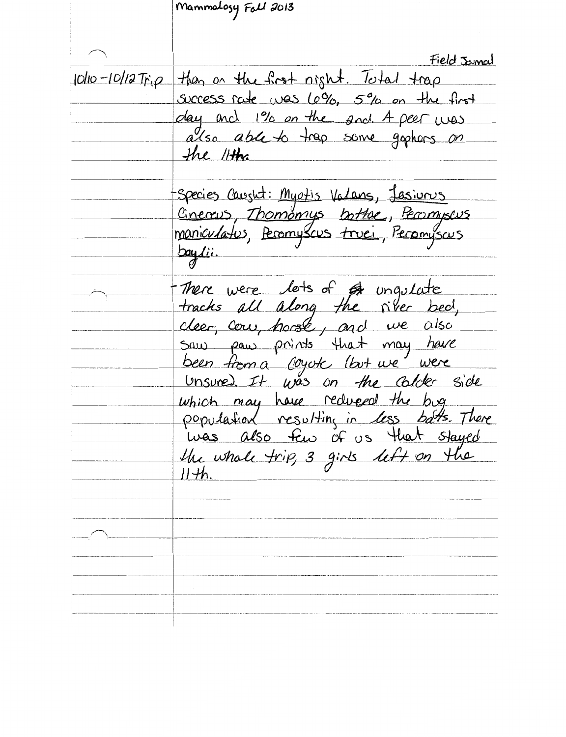Mammalogy Fall 2013

Field Journal

10/10 - 10/12 Trip

than on the first night. Total trap success rate was 6%, 5% on the first day and 1% on the 2nd. A peer was also able to trap some gophers on the 11th.

- Species Caught: _Myotis Volans_, _Lasiurus Cinereus_, _Thomomys bottae_, _Peromyscus maniculatus_, _Peromyscus truei_, _Peromyscus boylii_.

- There were lots of ~~??~~ ungulate tracks all along the river bed, deer, cow, horse, and we also saw paw prints that may have been from a coyote (but we were unsure). It was on the colder side which may have reduced the bug population resulting in less bats. There was also few of us that stayed the whole trip, 3 girls left on the 11th.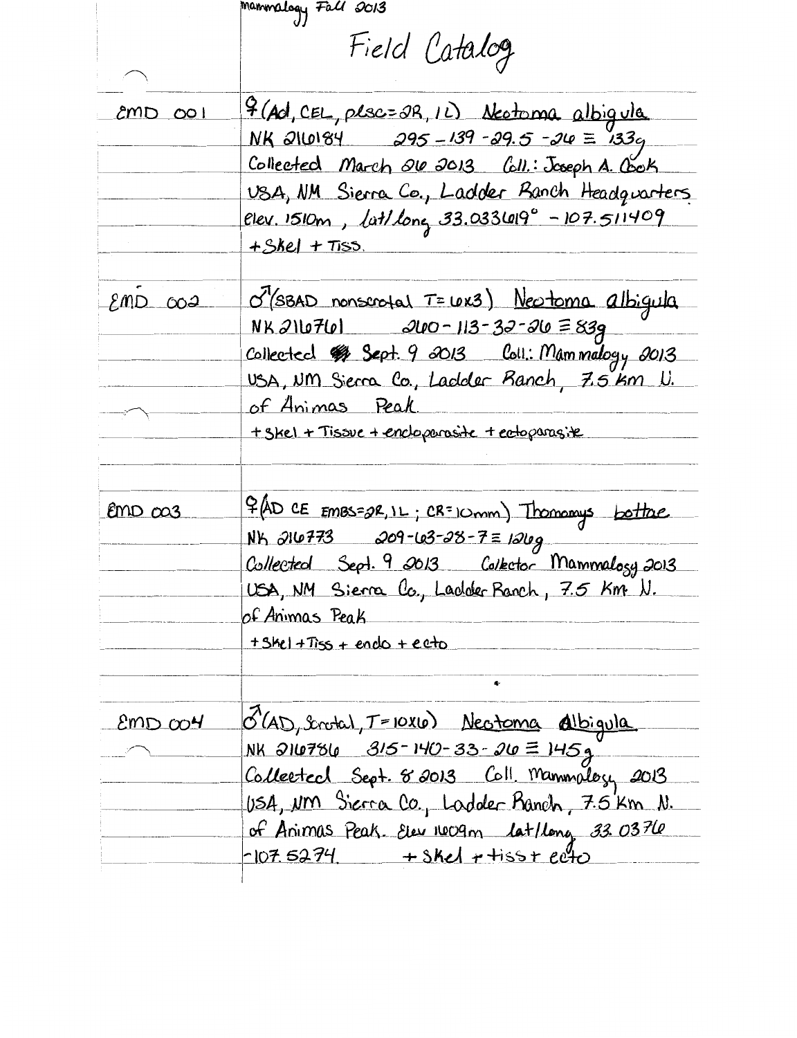Mammalogy Fall 2013

# Field Catalog

**EMD 001**

♀ (Ad, CEL, plsc=2R, 1L) *Neotoma albigula*
NK 216184 295 – 139 – 29.5 – 26 ≡ 133g
Collected March 26 2013 Coll.: Joseph A. Cook
USA, NM Sierra Co., Ladder Ranch Headquarters
Elev. 1510m, lat/long 33.033619° –107.511409
+ Skel + Tiss.

**EMD 002**

♂ (SBAD nonscrotal T=6x3) *Neotoma albigula*
NK 216761 260 – 113 – 32 – 26 ≡ 83g
Collected Sept. 9 2013 Coll.: Mammalogy 2013
USA, NM Sierra Co., Ladder Ranch, 7.5 km N. of Animas Peak.
+ skel + Tissue + endoparasite + ectoparasite

**EMD 003**

♀ (AD CE EMBS=2R, 1L ; CR=10mm) *Thomomys bottae*
NK 216773 209 – 63 – 28 – 7 ≡ 126g
Collected Sept. 9 2013 Collector Mammalogy 2013
USA, NM Sierra Co., Ladder Ranch, 7.5 Km N. of Animas Peak
+ Skel + Tiss + endo + ecto

**EMD 004**

♂ (AD, Scrotal, T=10x6) *Neotoma albigula*
NK 216786 315 – 140 – 33 – 26 ≡ 145g
Collected Sept. 8 2013 Coll. Mammalogy 2013
USA, NM Sierra Co., Ladder Ranch, 7.5 Km N. of Animas Peak. Elev 1609m lat/long 33.0376 –107.5274. + Skel + tiss + ecto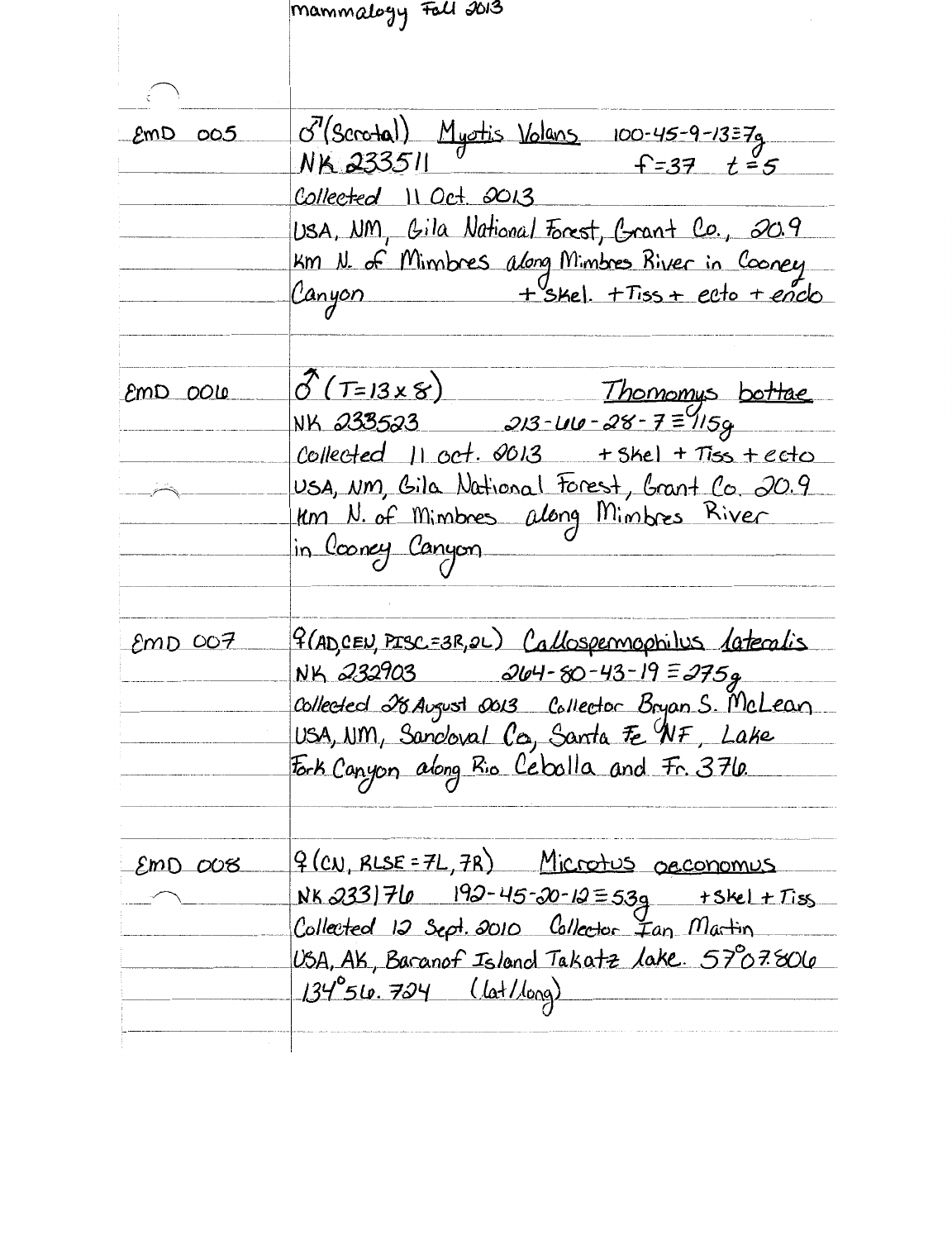mammalogy Fall 2013

EMD 005

♂ (Scrotal) Myotis Volans 100-45-9-13=7g
NK 233511 f=37 t=5
Collected 11 Oct. 2013
USA, NM, Gila National Forest, Grant Co., 20.9 km N. of Mimbres along Mimbres River in Cooney Canyon + Skel. + Tiss + ecto + endo

EMD 006

♂ (T=13 x 8) Thomomys bottae
NK 233523 213-66-28-7 ≡ 115g
Collected 11 Oct. 2013 + Skel + Tiss + ecto
USA, NM, Gila National Forest, Grant Co. 20.9 km N. of Mimbres along Mimbres River in Cooney Canyon

EMD 007

♀ (AD, CEN, PISC=3R, 2L) Callospermophilus lateralis
NK 232903 264-80-43-19 ≡ 275g
Collected 28 August 2013 Collector Bryan S. McLean
USA, NM, Sandoval Co, Santa Fe NF, Lake Fork Canyon along Rio Ceballa and Fr. 376.

EMD 008

♀ (CN, RLSE = 7L, 7R) Microtus oeconomus
NK 233176 192-45-20-12 ≡ 53g + Skel + Tiss
Collected 12 Sept. 2010 Collector Ian Martin
USA, AK, Baranof Island Takatz lake. 57°07.806 134°56.724 (lat/long)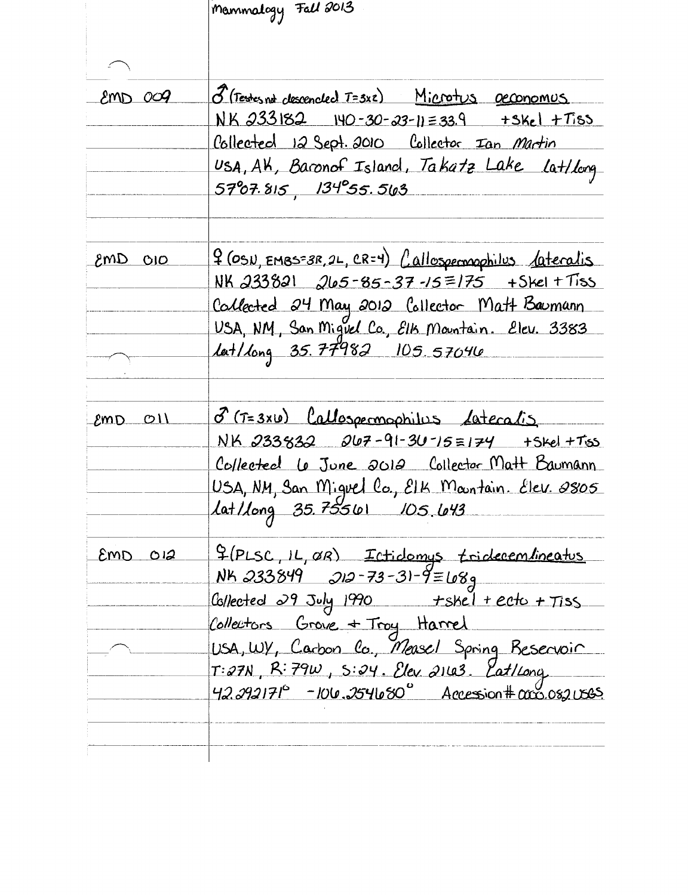Mammalogy Fall 2013

| | |
|---|---|
| EMD 009 | ♂ (Testes not descended T=3x2) Microtus oeconomus |
| | NK 233182 140-30-23-11 ≡ 33.9 +Skel +Tiss |
| | Collected 12 Sept. 2010 Collector Ian Martin |
| | USA, AK, Baronof Island, Takatz Lake lat/long |
| | 57°07.815, 134°55.563 |
| EMD 010 | ♀ (OSN, EMBS=3R, 2L, CR=4) Callospermophilus lateralis |
| | NK 233821 265-85-37-15 ≡ 175 +Skel + Tiss |
| | Collected 24 May 2012 Collector Matt Baumann |
| | USA, NM, San Miguel Co., Elk Mountain. Elev. 3383 |
| | lat/long 35.77982 105.57046 |
| EMD 011 | ♂ (T=3x6) Callospermophilus lateralis |
| | NK 233832 267-91-36-15 ≡ 174 +Skel +Tss |
| | Collected 6 June 2012 Collector Matt Baumann |
| | USA, NM, San Miguel Co., Elk Mountain. Elev. 2805 |
| | lat/long 35.75561 105.643 |
| EMD 012 | ♀ (PLSC, 1L, 2R) Ictidomys tridecemlineatus |
| | NK 233849 212-73-31-9 ≡ 68g |
| | Collected 29 July 1990 +skel + ecto + Tiss |
| | Collectors Grove + Troy Harrel |
| | USA, WY, Carbon Co., Measel Spring Reservoir |
| | T: 27N, R: 79W, S: 24. Elev 2163. Lat/Long |
| | 42.292171° -106.254680° Accession # 0000.082 USGS |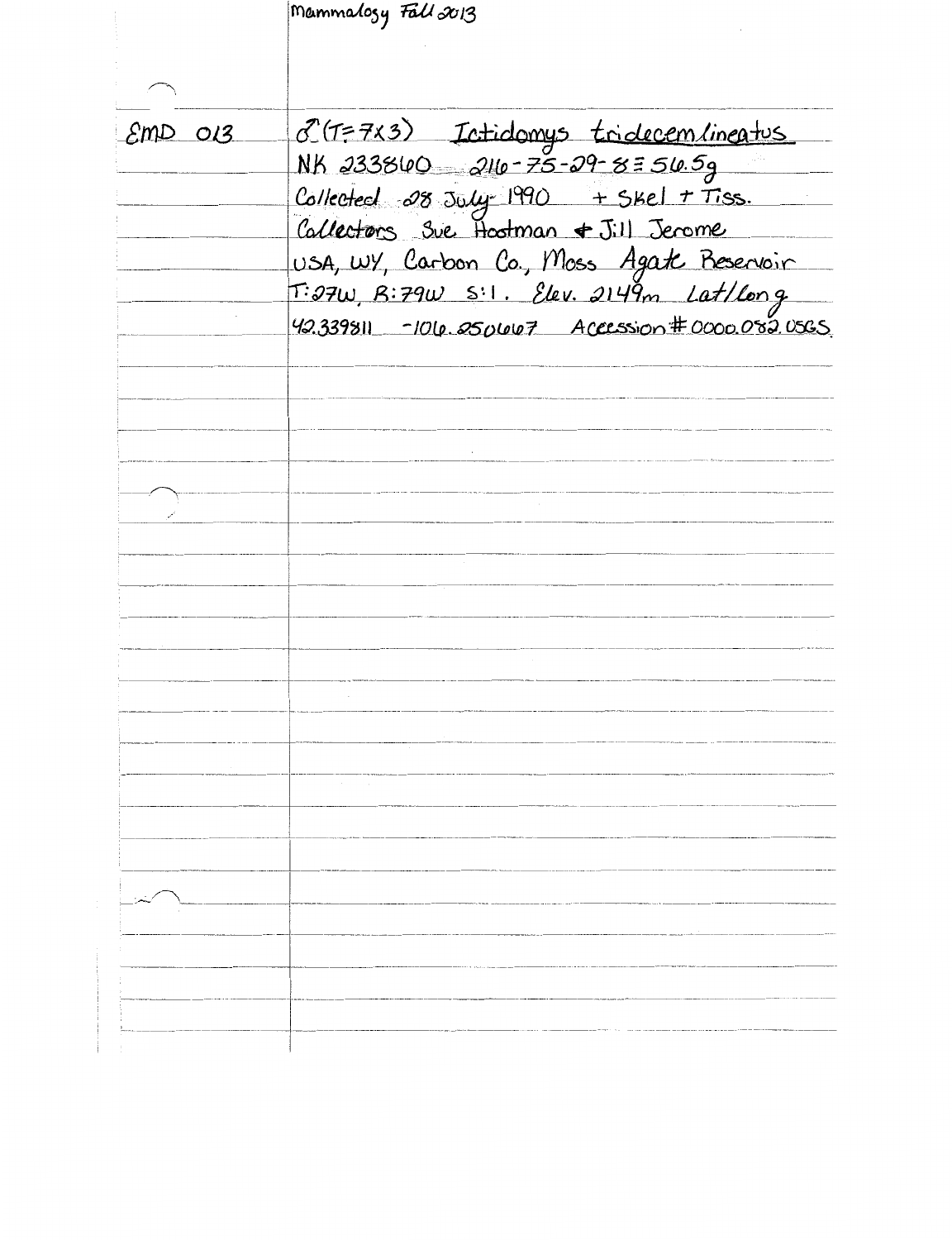Mammalogy Fall 2013

EMD 013

♂ (T=7x3) Ictidomys tridecemlineatus
NK 233860  216-75-29-8=56.5g
Collected 28 July 1990  + Skel + Tiss.
Collectors Sue Hootman & Jill Jerome
USA, WY, Carbon Co., Moss Agate Reservoir
T:27W, R:79W S:1. Elev. 2149m Lat/long
42.339811 -106.250667  Accession # 0000.082.USGS